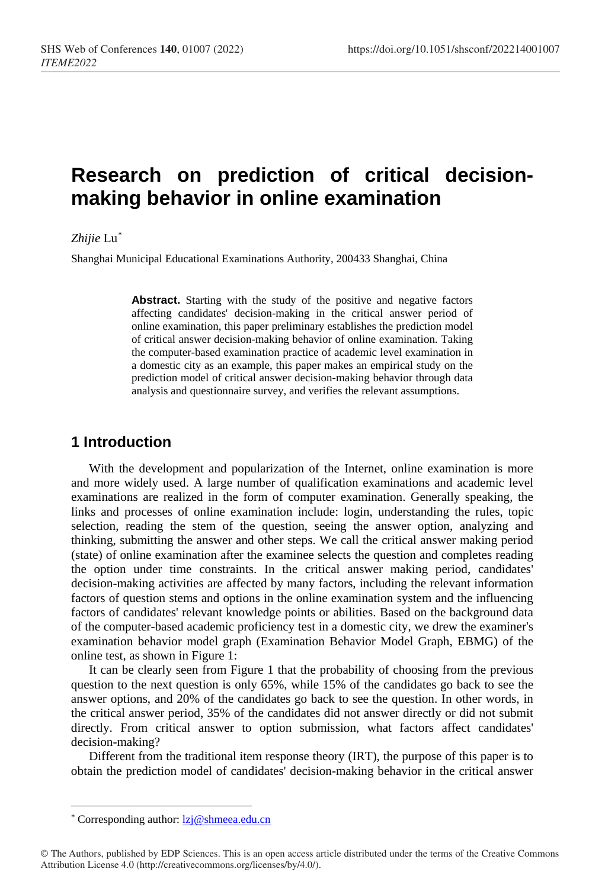# Research on prediction of critical decision-making behavior in online examination

*Zhijie* Lu[*]

Shanghai Municipal Educational Examinations Authority, 200433 Shanghai, China

**Abstract.** Starting with the study of the positive and negative factors affecting candidates' decision-making in the critical answer period of online examination, this paper preliminary establishes the prediction model of critical answer decision-making behavior of online examination. Taking the computer-based examination practice of academic level examination in a domestic city as an example, this paper makes an empirical study on the prediction model of critical answer decision-making behavior through data analysis and questionnaire survey, and verifies the relevant assumptions.

## 1 Introduction

With the development and popularization of the Internet, online examination is more and more widely used. A large number of qualification examinations and academic level examinations are realized in the form of computer examination. Generally speaking, the links and processes of online examination include: login, understanding the rules, topic selection, reading the stem of the question, seeing the answer option, analyzing and thinking, submitting the answer and other steps. We call the critical answer making period (state) of online examination after the examinee selects the question and completes reading the option under time constraints. In the critical answer making period, candidates' decision-making activities are affected by many factors, including the relevant information factors of question stems and options in the online examination system and the influencing factors of candidates' relevant knowledge points or abilities. Based on the background data of the computer-based academic proficiency test in a domestic city, we drew the examiner's examination behavior model graph (Examination Behavior Model Graph, EBMG) of the online test, as shown in Figure 1:

It can be clearly seen from Figure 1 that the probability of choosing from the previous question to the next question is only 65%, while 15% of the candidates go back to see the answer options, and 20% of the candidates go back to see the question. In other words, in the critical answer period, 35% of the candidates did not answer directly or did not submit directly. From critical answer to option submission, what factors affect candidates' decision-making?

Different from the traditional item response theory (IRT), the purpose of this paper is to obtain the prediction model of candidates' decision-making behavior in the critical answer

[*] Corresponding author: lzj@shmeea.edu.cn

© The Authors, published by EDP Sciences. This is an open access article distributed under the terms of the Creative Commons Attribution License 4.0 (http://creativecommons.org/licenses/by/4.0/).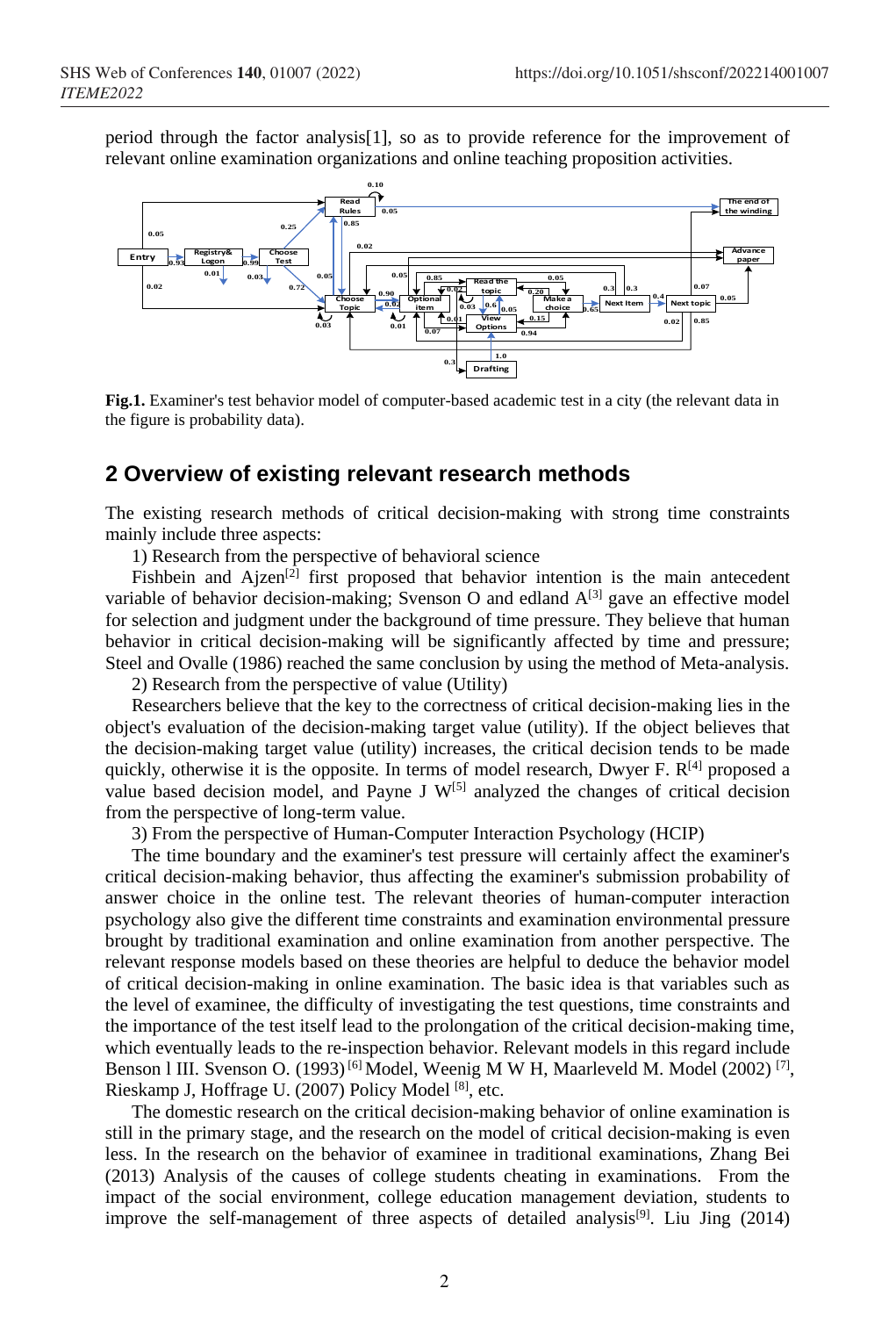period through the factor analysis[1], so as to provide reference for the improvement of relevant online examination organizations and online teaching proposition activities.

**Fig.1.** Examiner's test behavior model of computer-based academic test in a city (the relevant data in the figure is probability data).

## 2 Overview of existing relevant research methods

The existing research methods of critical decision-making with strong time constraints mainly include three aspects:

1) Research from the perspective of behavioral science

Fishbein and Ajzen[2] first proposed that behavior intention is the main antecedent variable of behavior decision-making; Svenson O and edland A[3] gave an effective model for selection and judgment under the background of time pressure. They believe that human behavior in critical decision-making will be significantly affected by time and pressure; Steel and Ovalle (1986) reached the same conclusion by using the method of Meta-analysis.

2) Research from the perspective of value (Utility)

Researchers believe that the key to the correctness of critical decision-making lies in the object's evaluation of the decision-making target value (utility). If the object believes that the decision-making target value (utility) increases, the critical decision tends to be made quickly, otherwise it is the opposite. In terms of model research, Dwyer F. R[4] proposed a value based decision model, and Payne J W[5] analyzed the changes of critical decision from the perspective of long-term value.

3) From the perspective of Human-Computer Interaction Psychology (HCIP)

The time boundary and the examiner's test pressure will certainly affect the examiner's critical decision-making behavior, thus affecting the examiner's submission probability of answer choice in the online test. The relevant theories of human-computer interaction psychology also give the different time constraints and examination environmental pressure brought by traditional examination and online examination from another perspective. The relevant response models based on these theories are helpful to deduce the behavior model of critical decision-making in online examination. The basic idea is that variables such as the level of examinee, the difficulty of investigating the test questions, time constraints and the importance of the test itself lead to the prolongation of the critical decision-making time, which eventually leads to the re-inspection behavior. Relevant models in this regard include Benson l III. Svenson O. (1993) [6] Model, Weenig M W H, Maarleveld M. Model (2002) [7], Rieskamp J, Hoffrage U. (2007) Policy Model [8], etc.

The domestic research on the critical decision-making behavior of online examination is still in the primary stage, and the research on the model of critical decision-making is even less. In the research on the behavior of examinee in traditional examinations, Zhang Bei (2013) Analysis of the causes of college students cheating in examinations. From the impact of the social environment, college education management deviation, students to improve the self-management of three aspects of detailed analysis[9]. Liu Jing (2014)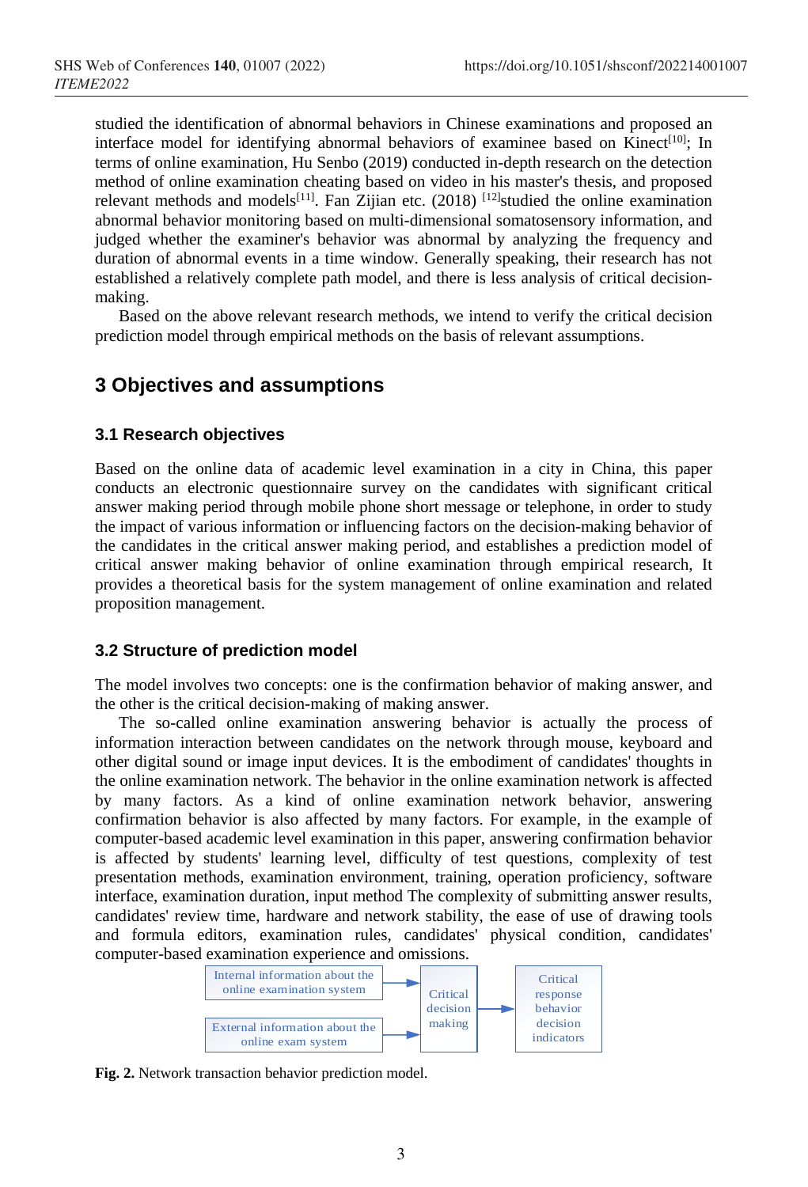studied the identification of abnormal behaviors in Chinese examinations and proposed an interface model for identifying abnormal behaviors of examinee based on Kinect[10]; In terms of online examination, Hu Senbo (2019) conducted in-depth research on the detection method of online examination cheating based on video in his master's thesis, and proposed relevant methods and models[11]. Fan Zijian etc. (2018) [12]studied the online examination abnormal behavior monitoring based on multi-dimensional somatosensory information, and judged whether the examiner's behavior was abnormal by analyzing the frequency and duration of abnormal events in a time window. Generally speaking, their research has not established a relatively complete path model, and there is less analysis of critical decision-making.

Based on the above relevant research methods, we intend to verify the critical decision prediction model through empirical methods on the basis of relevant assumptions.

## 3 Objectives and assumptions

### 3.1 Research objectives

Based on the online data of academic level examination in a city in China, this paper conducts an electronic questionnaire survey on the candidates with significant critical answer making period through mobile phone short message or telephone, in order to study the impact of various information or influencing factors on the decision-making behavior of the candidates in the critical answer making period, and establishes a prediction model of critical answer making behavior of online examination through empirical research, It provides a theoretical basis for the system management of online examination and related proposition management.

### 3.2 Structure of prediction model

The model involves two concepts: one is the confirmation behavior of making answer, and the other is the critical decision-making of making answer.

The so-called online examination answering behavior is actually the process of information interaction between candidates on the network through mouse, keyboard and other digital sound or image input devices. It is the embodiment of candidates' thoughts in the online examination network. The behavior in the online examination network is affected by many factors. As a kind of online examination network behavior, answering confirmation behavior is also affected by many factors. For example, in the example of computer-based academic level examination in this paper, answering confirmation behavior is affected by students' learning level, difficulty of test questions, complexity of test presentation methods, examination environment, training, operation proficiency, software interface, examination duration, input method The complexity of submitting answer results, candidates' review time, hardware and network stability, the ease of use of drawing tools and formula editors, examination rules, candidates' physical condition, candidates' computer-based examination experience and omissions.

Internal information about the online examination system → Critical decision making

External information about the online exam system → Critical decision making

Critical decision making → Critical response behavior decision indicators

**Fig. 2.** Network transaction behavior prediction model.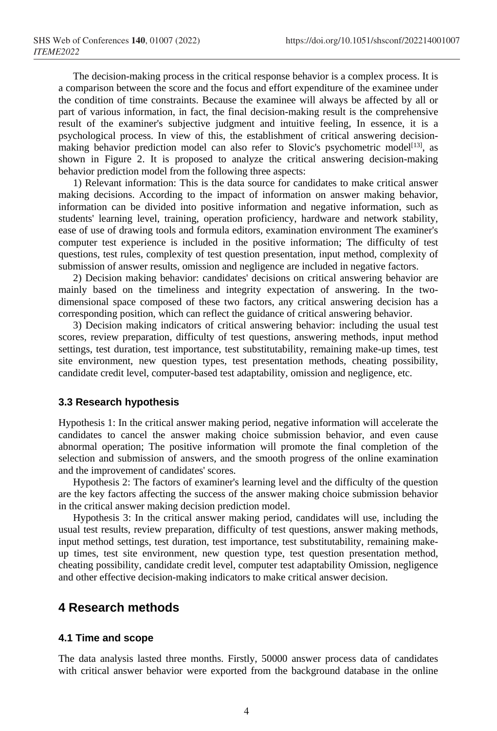The decision-making process in the critical response behavior is a complex process. It is a comparison between the score and the focus and effort expenditure of the examinee under the condition of time constraints. Because the examinee will always be affected by all or part of various information, in fact, the final decision-making result is the comprehensive result of the examiner's subjective judgment and intuitive feeling, In essence, it is a psychological process. In view of this, the establishment of critical answering decision-making behavior prediction model can also refer to Slovic's psychometric model[13], as shown in Figure 2. It is proposed to analyze the critical answering decision-making behavior prediction model from the following three aspects:

1) Relevant information: This is the data source for candidates to make critical answer making decisions. According to the impact of information on answer making behavior, information can be divided into positive information and negative information, such as students' learning level, training, operation proficiency, hardware and network stability, ease of use of drawing tools and formula editors, examination environment The examiner's computer test experience is included in the positive information; The difficulty of test questions, test rules, complexity of test question presentation, input method, complexity of submission of answer results, omission and negligence are included in negative factors.

2) Decision making behavior: candidates' decisions on critical answering behavior are mainly based on the timeliness and integrity expectation of answering. In the two-dimensional space composed of these two factors, any critical answering decision has a corresponding position, which can reflect the guidance of critical answering behavior.

3) Decision making indicators of critical answering behavior: including the usual test scores, review preparation, difficulty of test questions, answering methods, input method settings, test duration, test importance, test substitutability, remaining make-up times, test site environment, new question types, test presentation methods, cheating possibility, candidate credit level, computer-based test adaptability, omission and negligence, etc.

### 3.3 Research hypothesis

Hypothesis 1: In the critical answer making period, negative information will accelerate the candidates to cancel the answer making choice submission behavior, and even cause abnormal operation; The positive information will promote the final completion of the selection and submission of answers, and the smooth progress of the online examination and the improvement of candidates' scores.

Hypothesis 2: The factors of examiner's learning level and the difficulty of the question are the key factors affecting the success of the answer making choice submission behavior in the critical answer making decision prediction model.

Hypothesis 3: In the critical answer making period, candidates will use, including the usual test results, review preparation, difficulty of test questions, answer making methods, input method settings, test duration, test importance, test substitutability, remaining make-up times, test site environment, new question type, test question presentation method, cheating possibility, candidate credit level, computer test adaptability Omission, negligence and other effective decision-making indicators to make critical answer decision.

## 4 Research methods

### 4.1 Time and scope

The data analysis lasted three months. Firstly, 50000 answer process data of candidates with critical answer behavior were exported from the background database in the online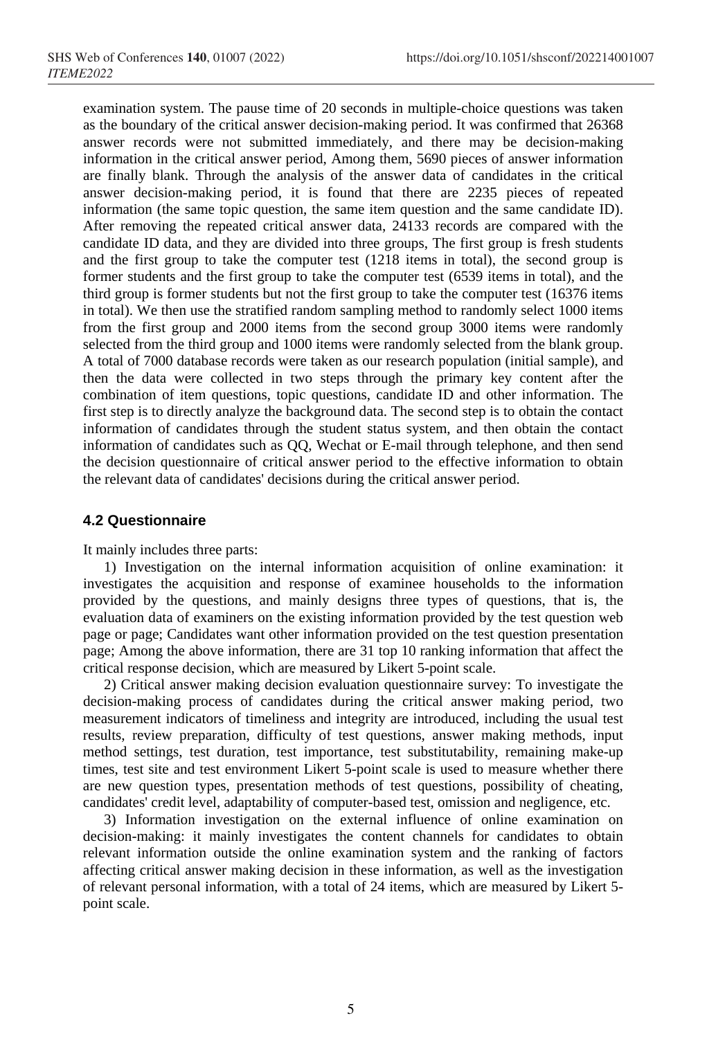examination system. The pause time of 20 seconds in multiple-choice questions was taken as the boundary of the critical answer decision-making period. It was confirmed that 26368 answer records were not submitted immediately, and there may be decision-making information in the critical answer period, Among them, 5690 pieces of answer information are finally blank. Through the analysis of the answer data of candidates in the critical answer decision-making period, it is found that there are 2235 pieces of repeated information (the same topic question, the same item question and the same candidate ID). After removing the repeated critical answer data, 24133 records are compared with the candidate ID data, and they are divided into three groups, The first group is fresh students and the first group to take the computer test (1218 items in total), the second group is former students and the first group to take the computer test (6539 items in total), and the third group is former students but not the first group to take the computer test (16376 items in total). We then use the stratified random sampling method to randomly select 1000 items from the first group and 2000 items from the second group 3000 items were randomly selected from the third group and 1000 items were randomly selected from the blank group. A total of 7000 database records were taken as our research population (initial sample), and then the data were collected in two steps through the primary key content after the combination of item questions, topic questions, candidate ID and other information. The first step is to directly analyze the background data. The second step is to obtain the contact information of candidates through the student status system, and then obtain the contact information of candidates such as QQ, Wechat or E-mail through telephone, and then send the decision questionnaire of critical answer period to the effective information to obtain the relevant data of candidates' decisions during the critical answer period.

### 4.2 Questionnaire

It mainly includes three parts:

1) Investigation on the internal information acquisition of online examination: it investigates the acquisition and response of examinee households to the information provided by the questions, and mainly designs three types of questions, that is, the evaluation data of examiners on the existing information provided by the test question web page or page; Candidates want other information provided on the test question presentation page; Among the above information, there are 31 top 10 ranking information that affect the critical response decision, which are measured by Likert 5-point scale.

2) Critical answer making decision evaluation questionnaire survey: To investigate the decision-making process of candidates during the critical answer making period, two measurement indicators of timeliness and integrity are introduced, including the usual test results, review preparation, difficulty of test questions, answer making methods, input method settings, test duration, test importance, test substitutability, remaining make-up times, test site and test environment Likert 5-point scale is used to measure whether there are new question types, presentation methods of test questions, possibility of cheating, candidates' credit level, adaptability of computer-based test, omission and negligence, etc.

3) Information investigation on the external influence of online examination on decision-making: it mainly investigates the content channels for candidates to obtain relevant information outside the online examination system and the ranking of factors affecting critical answer making decision in these information, as well as the investigation of relevant personal information, with a total of 24 items, which are measured by Likert 5-point scale.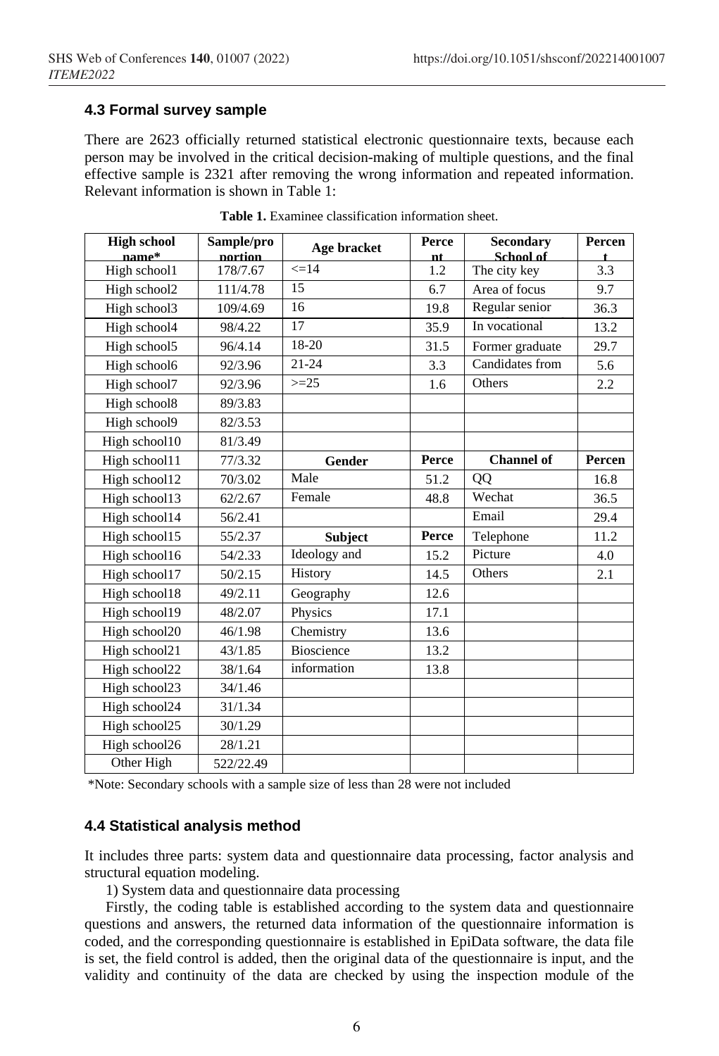### 4.3 Formal survey sample

There are 2623 officially returned statistical electronic questionnaire texts, because each person may be involved in the critical decision-making of multiple questions, and the final effective sample is 2321 after removing the wrong information and repeated information. Relevant information is shown in Table 1:

**Table 1.** Examinee classification information sheet.

| High school name* | Sample/proportion | Age bracket | Percent | Secondary School of | Percent |
|---|---|---|---|---|---|
| High school1 | 178/7.67 | <=14 | 1.2 | The city key | 3.3 |
| High school2 | 111/4.78 | 15 | 6.7 | Area of focus | 9.7 |
| High school3 | 109/4.69 | 16 | 19.8 | Regular senior | 36.3 |
| High school4 | 98/4.22 | 17 | 35.9 | In vocational | 13.2 |
| High school5 | 96/4.14 | 18-20 | 31.5 | Former graduate | 29.7 |
| High school6 | 92/3.96 | 21-24 | 3.3 | Candidates from | 5.6 |
| High school7 | 92/3.96 | >=25 | 1.6 | Others | 2.2 |
| High school8 | 89/3.83 | | | | |
| High school9 | 82/3.53 | | | | |
| High school10 | 81/3.49 | | | | |
| High school11 | 77/3.32 | **Gender** | **Perce** | **Channel of** | **Percen** |
| High school12 | 70/3.02 | Male | 51.2 | QQ | 16.8 |
| High school13 | 62/2.67 | Female | 48.8 | Wechat | 36.5 |
| High school14 | 56/2.41 | | | Email | 29.4 |
| High school15 | 55/2.37 | **Subject** | **Perce** | Telephone | 11.2 |
| High school16 | 54/2.33 | Ideology and | 15.2 | Picture | 4.0 |
| High school17 | 50/2.15 | History | 14.5 | Others | 2.1 |
| High school18 | 49/2.11 | Geography | 12.6 | | |
| High school19 | 48/2.07 | Physics | 17.1 | | |
| High school20 | 46/1.98 | Chemistry | 13.6 | | |
| High school21 | 43/1.85 | Bioscience | 13.2 | | |
| High school22 | 38/1.64 | information | 13.8 | | |
| High school23 | 34/1.46 | | | | |
| High school24 | 31/1.34 | | | | |
| High school25 | 30/1.29 | | | | |
| High school26 | 28/1.21 | | | | |
| Other High | 522/22.49 | | | | |

*Note: Secondary schools with a sample size of less than 28 were not included

### 4.4 Statistical analysis method

It includes three parts: system data and questionnaire data processing, factor analysis and structural equation modeling.

1) System data and questionnaire data processing

Firstly, the coding table is established according to the system data and questionnaire questions and answers, the returned data information of the questionnaire information is coded, and the corresponding questionnaire is established in EpiData software, the data file is set, the field control is added, then the original data of the questionnaire is input, and the validity and continuity of the data are checked by using the inspection module of the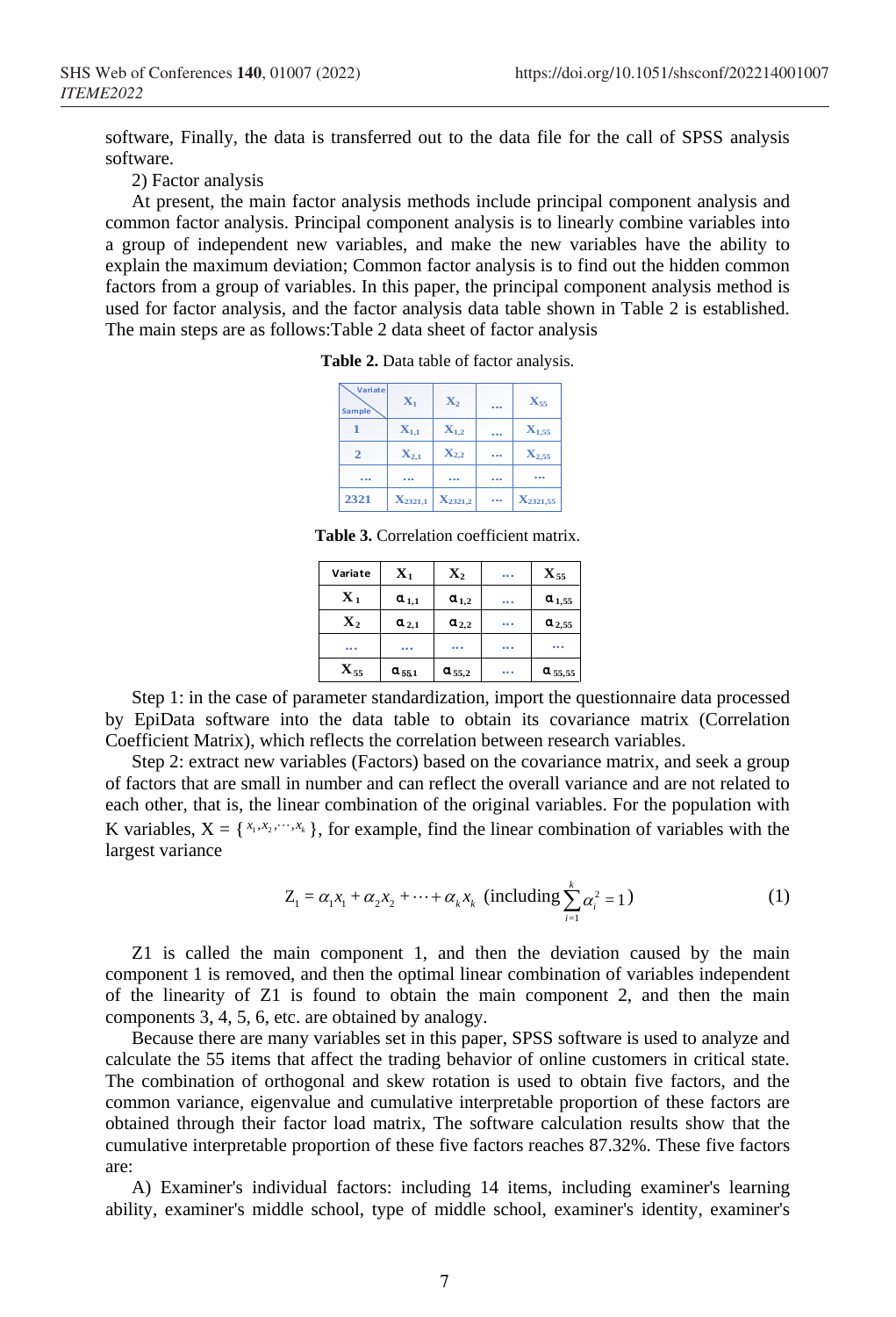software, Finally, the data is transferred out to the data file for the call of SPSS analysis software.

2) Factor analysis

At present, the main factor analysis methods include principal component analysis and common factor analysis. Principal component analysis is to linearly combine variables into a group of independent new variables, and make the new variables have the ability to explain the maximum deviation; Common factor analysis is to find out the hidden common factors from a group of variables. In this paper, the principal component analysis method is used for factor analysis, and the factor analysis data table shown in Table 2 is established. The main steps are as follows:Table 2 data sheet of factor analysis

**Table 2.** Data table of factor analysis.

| Sample \ Variate | $X_1$ | $X_2$ | ... | $X_{55}$ |
|---|---|---|---|---|
| 1 | $X_{1,1}$ | $X_{1,2}$ | ... | $X_{1,55}$ |
| 2 | $X_{2,1}$ | $X_{2,2}$ | ... | $X_{2,55}$ |
| ... | ... | ... | ... | ... |
| 2321 | $X_{2321,1}$ | $X_{2321,2}$ | ... | $X_{2321,55}$ |

**Table 3.** Correlation coefficient matrix.

| Variate | $X_1$ | $X_2$ | ... | $X_{55}$ |
|---|---|---|---|---|
| $X_1$ | $\alpha_{1,1}$ | $\alpha_{1,2}$ | ... | $\alpha_{1,55}$ |
| $X_2$ | $\alpha_{2,1}$ | $\alpha_{2,2}$ | ... | $\alpha_{2,55}$ |
| ... | ... | ... | ... | ... |
| $X_{55}$ | $\alpha_{55,1}$ | $\alpha_{55,2}$ | ... | $\alpha_{55,55}$ |

Step 1: in the case of parameter standardization, import the questionnaire data processed by EpiData software into the data table to obtain its covariance matrix (Correlation Coefficient Matrix), which reflects the correlation between research variables.

Step 2: extract new variables (Factors) based on the covariance matrix, and seek a group of factors that are small in number and can reflect the overall variance and are not related to each other, that is, the linear combination of the original variables. For the population with K variables, X = { $x_1, x_2, \cdots, x_k$ }, for example, find the linear combination of variables with the largest variance

$$Z_1 = \alpha_1 x_1 + \alpha_2 x_2 + \cdots + \alpha_k x_k \ \text{(including} \sum_{i=1}^{k} \alpha_i^2 = 1\text{)} \tag{1}$$

Z1 is called the main component 1, and then the deviation caused by the main component 1 is removed, and then the optimal linear combination of variables independent of the linearity of Z1 is found to obtain the main component 2, and then the main components 3, 4, 5, 6, etc. are obtained by analogy.

Because there are many variables set in this paper, SPSS software is used to analyze and calculate the 55 items that affect the trading behavior of online customers in critical state. The combination of orthogonal and skew rotation is used to obtain five factors, and the common variance, eigenvalue and cumulative interpretable proportion of these factors are obtained through their factor load matrix, The software calculation results show that the cumulative interpretable proportion of these five factors reaches 87.32%. These five factors are:

A) Examiner's individual factors: including 14 items, including examiner's learning ability, examiner's middle school, type of middle school, examiner's identity, examiner's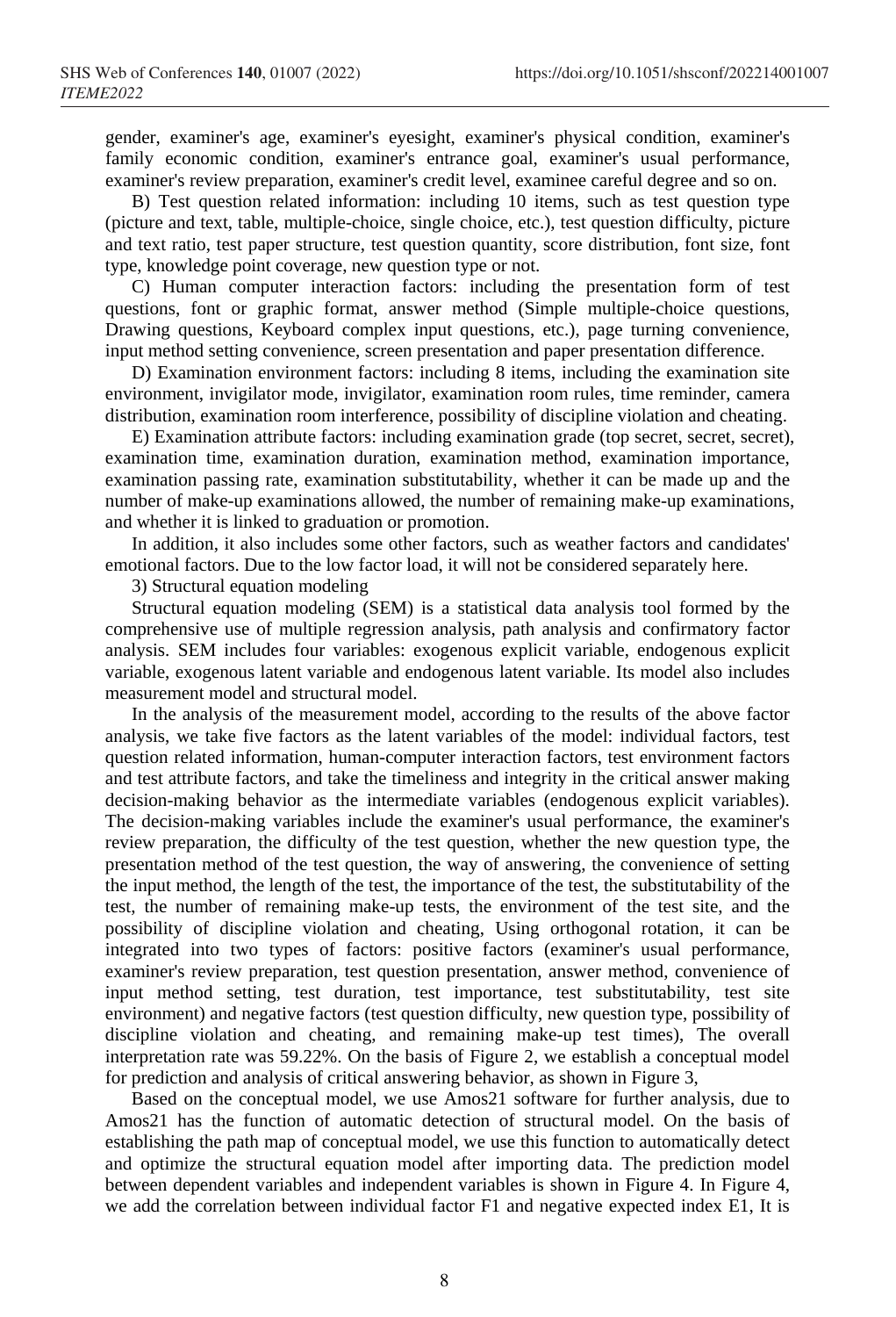gender, examiner's age, examiner's eyesight, examiner's physical condition, examiner's family economic condition, examiner's entrance goal, examiner's usual performance, examiner's review preparation, examiner's credit level, examinee careful degree and so on.

B) Test question related information: including 10 items, such as test question type (picture and text, table, multiple-choice, single choice, etc.), test question difficulty, picture and text ratio, test paper structure, test question quantity, score distribution, font size, font type, knowledge point coverage, new question type or not.

C) Human computer interaction factors: including the presentation form of test questions, font or graphic format, answer method (Simple multiple-choice questions, Drawing questions, Keyboard complex input questions, etc.), page turning convenience, input method setting convenience, screen presentation and paper presentation difference.

D) Examination environment factors: including 8 items, including the examination site environment, invigilator mode, invigilator, examination room rules, time reminder, camera distribution, examination room interference, possibility of discipline violation and cheating.

E) Examination attribute factors: including examination grade (top secret, secret, secret), examination time, examination duration, examination method, examination importance, examination passing rate, examination substitutability, whether it can be made up and the number of make-up examinations allowed, the number of remaining make-up examinations, and whether it is linked to graduation or promotion.

In addition, it also includes some other factors, such as weather factors and candidates' emotional factors. Due to the low factor load, it will not be considered separately here.

3) Structural equation modeling

Structural equation modeling (SEM) is a statistical data analysis tool formed by the comprehensive use of multiple regression analysis, path analysis and confirmatory factor analysis. SEM includes four variables: exogenous explicit variable, endogenous explicit variable, exogenous latent variable and endogenous latent variable. Its model also includes measurement model and structural model.

In the analysis of the measurement model, according to the results of the above factor analysis, we take five factors as the latent variables of the model: individual factors, test question related information, human-computer interaction factors, test environment factors and test attribute factors, and take the timeliness and integrity in the critical answer making decision-making behavior as the intermediate variables (endogenous explicit variables). The decision-making variables include the examiner's usual performance, the examiner's review preparation, the difficulty of the test question, whether the new question type, the presentation method of the test question, the way of answering, the convenience of setting the input method, the length of the test, the importance of the test, the substitutability of the test, the number of remaining make-up tests, the environment of the test site, and the possibility of discipline violation and cheating, Using orthogonal rotation, it can be integrated into two types of factors: positive factors (examiner's usual performance, examiner's review preparation, test question presentation, answer method, convenience of input method setting, test duration, test importance, test substitutability, test site environment) and negative factors (test question difficulty, new question type, possibility of discipline violation and cheating, and remaining make-up test times), The overall interpretation rate was 59.22%. On the basis of Figure 2, we establish a conceptual model for prediction and analysis of critical answering behavior, as shown in Figure 3,

Based on the conceptual model, we use Amos21 software for further analysis, due to Amos21 has the function of automatic detection of structural model. On the basis of establishing the path map of conceptual model, we use this function to automatically detect and optimize the structural equation model after importing data. The prediction model between dependent variables and independent variables is shown in Figure 4. In Figure 4, we add the correlation between individual factor F1 and negative expected index E1, It is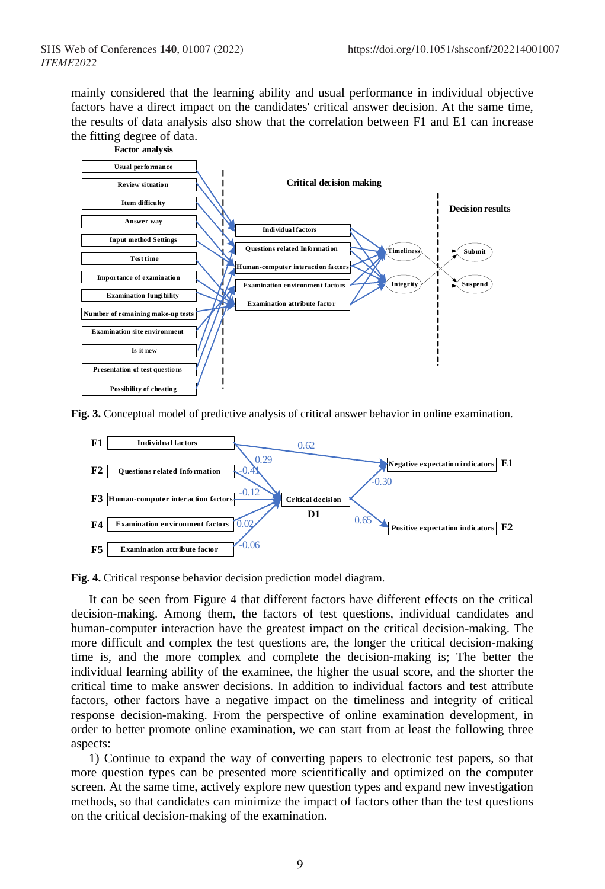mainly considered that the learning ability and usual performance in individual objective factors have a direct impact on the candidates' critical answer decision. At the same time, the results of data analysis also show that the correlation between F1 and E1 can increase the fitting degree of data.

**Fig. 3.** Conceptual model of predictive analysis of critical answer behavior in online examination.

**Fig. 4.** Critical response behavior decision prediction model diagram.

It can be seen from Figure 4 that different factors have different effects on the critical decision-making. Among them, the factors of test questions, individual candidates and human-computer interaction have the greatest impact on the critical decision-making. The more difficult and complex the test questions are, the longer the critical decision-making time is, and the more complex and complete the decision-making is; The better the individual learning ability of the examinee, the higher the usual score, and the shorter the critical time to make answer decisions. In addition to individual factors and test attribute factors, other factors have a negative impact on the timeliness and integrity of critical response decision-making. From the perspective of online examination development, in order to better promote online examination, we can start from at least the following three aspects:

1) Continue to expand the way of converting papers to electronic test papers, so that more question types can be presented more scientifically and optimized on the computer screen. At the same time, actively explore new question types and expand new investigation methods, so that candidates can minimize the impact of factors other than the test questions on the critical decision-making of the examination.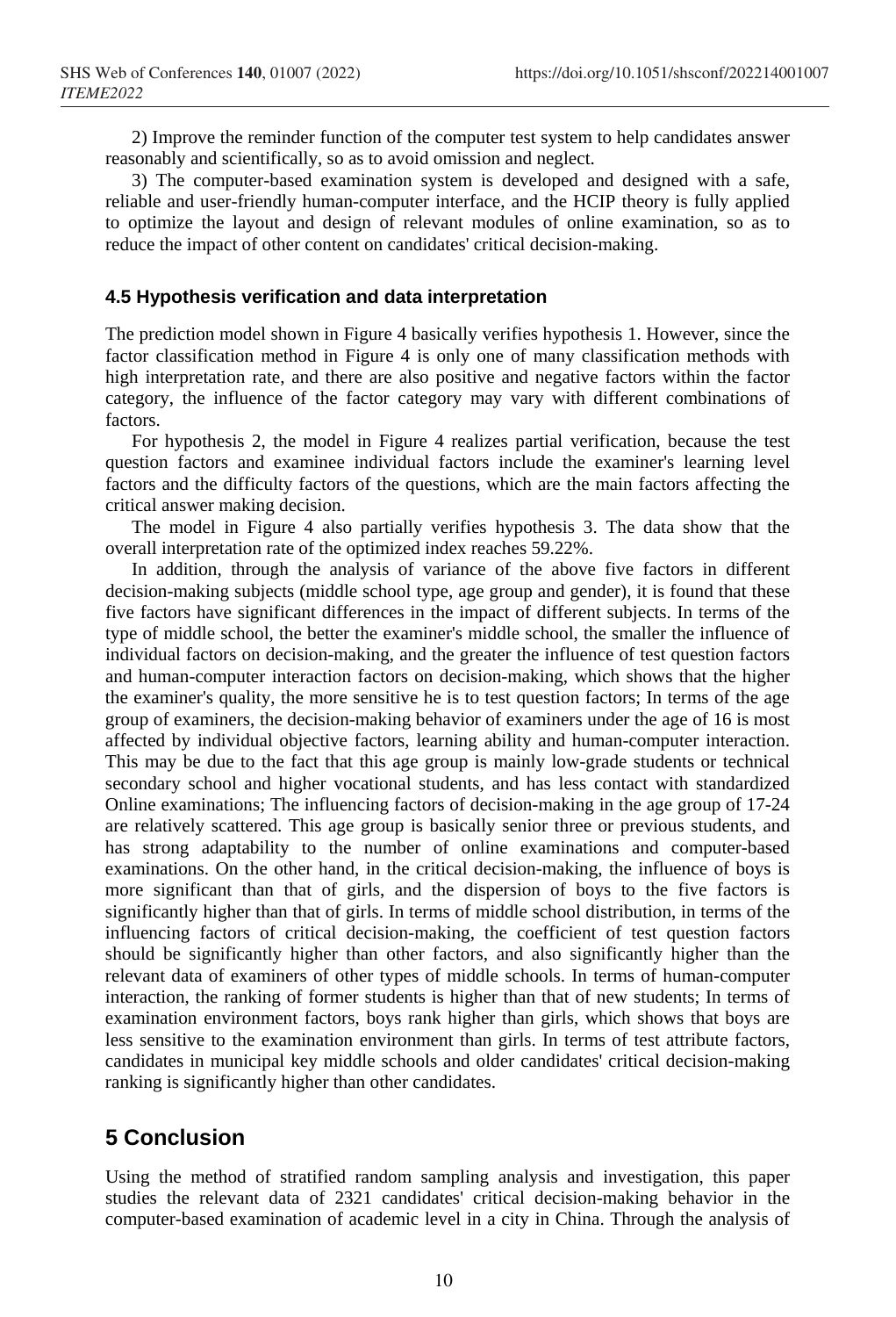2) Improve the reminder function of the computer test system to help candidates answer reasonably and scientifically, so as to avoid omission and neglect.

3) The computer-based examination system is developed and designed with a safe, reliable and user-friendly human-computer interface, and the HCIP theory is fully applied to optimize the layout and design of relevant modules of online examination, so as to reduce the impact of other content on candidates' critical decision-making.

### 4.5 Hypothesis verification and data interpretation

The prediction model shown in Figure 4 basically verifies hypothesis 1. However, since the factor classification method in Figure 4 is only one of many classification methods with high interpretation rate, and there are also positive and negative factors within the factor category, the influence of the factor category may vary with different combinations of factors.

For hypothesis 2, the model in Figure 4 realizes partial verification, because the test question factors and examinee individual factors include the examiner's learning level factors and the difficulty factors of the questions, which are the main factors affecting the critical answer making decision.

The model in Figure 4 also partially verifies hypothesis 3. The data show that the overall interpretation rate of the optimized index reaches 59.22%.

In addition, through the analysis of variance of the above five factors in different decision-making subjects (middle school type, age group and gender), it is found that these five factors have significant differences in the impact of different subjects. In terms of the type of middle school, the better the examiner's middle school, the smaller the influence of individual factors on decision-making, and the greater the influence of test question factors and human-computer interaction factors on decision-making, which shows that the higher the examiner's quality, the more sensitive he is to test question factors; In terms of the age group of examiners, the decision-making behavior of examiners under the age of 16 is most affected by individual objective factors, learning ability and human-computer interaction. This may be due to the fact that this age group is mainly low-grade students or technical secondary school and higher vocational students, and has less contact with standardized Online examinations; The influencing factors of decision-making in the age group of 17-24 are relatively scattered. This age group is basically senior three or previous students, and has strong adaptability to the number of online examinations and computer-based examinations. On the other hand, in the critical decision-making, the influence of boys is more significant than that of girls, and the dispersion of boys to the five factors is significantly higher than that of girls. In terms of middle school distribution, in terms of the influencing factors of critical decision-making, the coefficient of test question factors should be significantly higher than other factors, and also significantly higher than the relevant data of examiners of other types of middle schools. In terms of human-computer interaction, the ranking of former students is higher than that of new students; In terms of examination environment factors, boys rank higher than girls, which shows that boys are less sensitive to the examination environment than girls. In terms of test attribute factors, candidates in municipal key middle schools and older candidates' critical decision-making ranking is significantly higher than other candidates.

## 5 Conclusion

Using the method of stratified random sampling analysis and investigation, this paper studies the relevant data of 2321 candidates' critical decision-making behavior in the computer-based examination of academic level in a city in China. Through the analysis of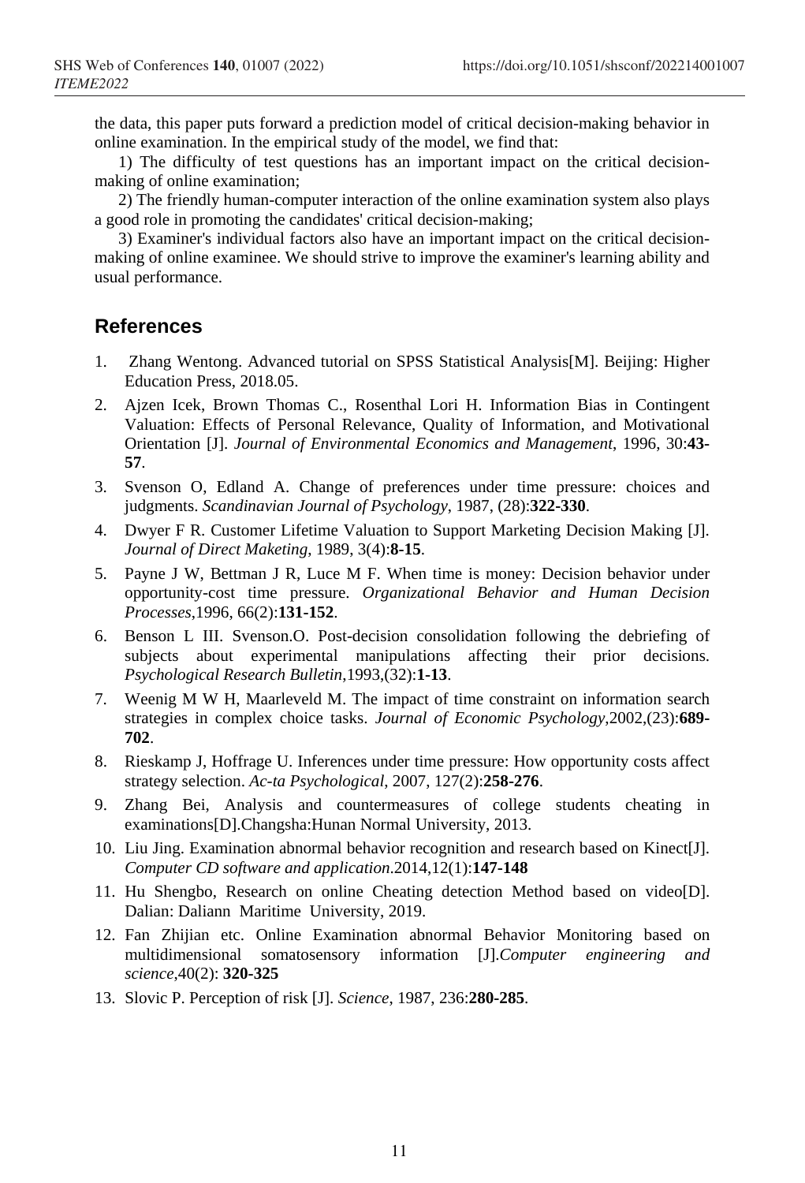the data, this paper puts forward a prediction model of critical decision-making behavior in online examination. In the empirical study of the model, we find that:

1) The difficulty of test questions has an important impact on the critical decision-making of online examination;

2) The friendly human-computer interaction of the online examination system also plays a good role in promoting the candidates' critical decision-making;

3) Examiner's individual factors also have an important impact on the critical decision-making of online examinee. We should strive to improve the examiner's learning ability and usual performance.

## References

1. Zhang Wentong. Advanced tutorial on SPSS Statistical Analysis[M]. Beijing: Higher Education Press, 2018.05.
2. Ajzen Icek, Brown Thomas C., Rosenthal Lori H. Information Bias in Contingent Valuation: Effects of Personal Relevance, Quality of Information, and Motivational Orientation [J]. *Journal of Environmental Economics and Management*, 1996, 30:**43-57**.
3. Svenson O, Edland A. Change of preferences under time pressure: choices and judgments. *Scandinavian Journal of Psychology*, 1987, (28):**322-330**.
4. Dwyer F R. Customer Lifetime Valuation to Support Marketing Decision Making [J]. *Journal of Direct Maketing*, 1989, 3(4):**8-15**.
5. Payne J W, Bettman J R, Luce M F. When time is money: Decision behavior under opportunity-cost time pressure. *Organizational Behavior and Human Decision Processes*,1996, 66(2):**131-152**.
6. Benson L III. Svenson.O. Post-decision consolidation following the debriefing of subjects about experimental manipulations affecting their prior decisions. *Psychological Research Bulletin*,1993,(32):**1-13**.
7. Weenig M W H, Maarleveld M. The impact of time constraint on information search strategies in complex choice tasks. *Journal of Economic Psychology*,2002,(23):**689-702**.
8. Rieskamp J, Hoffrage U. Inferences under time pressure: How opportunity costs affect strategy selection. *Ac-ta Psychological*, 2007, 127(2):**258-276**.
9. Zhang Bei, Analysis and countermeasures of college students cheating in examinations[D].Changsha:Hunan Normal University, 2013.
10. Liu Jing. Examination abnormal behavior recognition and research based on Kinect[J]. *Computer CD software and application*.2014,12(1):**147-148**
11. Hu Shengbo, Research on online Cheating detection Method based on video[D]. Dalian: Daliann Maritime University, 2019.
12. Fan Zhijian etc. Online Examination abnormal Behavior Monitoring based on multidimensional somatosensory information [J].*Computer engineering and science*,40(2): **320-325**
13. Slovic P. Perception of risk [J]. *Science*, 1987, 236:**280-285**.